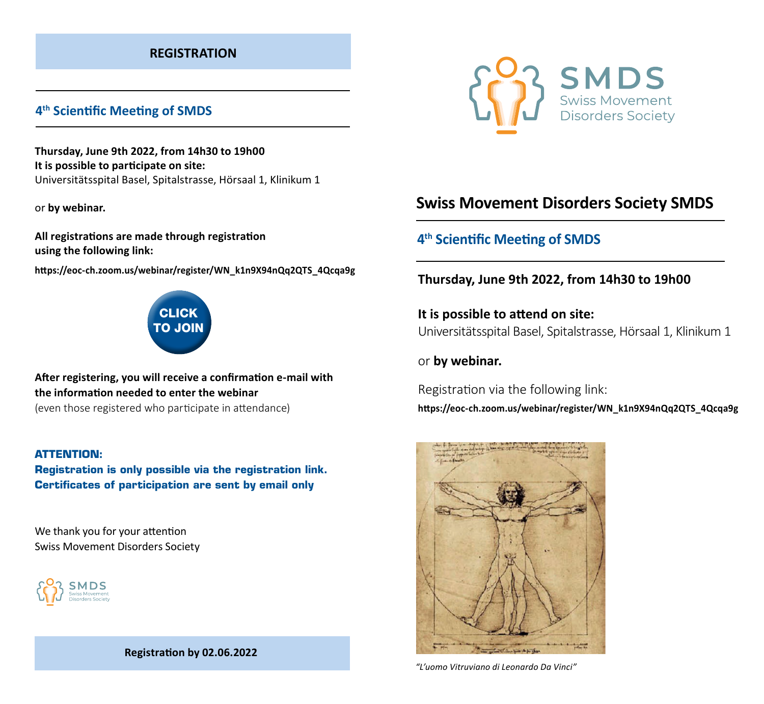## REGISTRATION

### 4th Scientific Meeting of SMDS

**Thursday, June 9th 2022, from 14h30 to 19h00**
**It is possible to participate on site:**
Universitätsspital Basel, Spitalstrasse, Hörsaal 1, Klinikum 1

or **by webinar.**

**All registrations are made through registration using the following link:**

**https://eoc-ch.zoom.us/webinar/register/WN_k1n9X94nQq2QTS_4Qcqa9g**

CLICK TO JOIN

**After registering, you will receive a confirmation e-mail with the information needed to enter the webinar**
(even those registered who participate in attendance)

**ATTENTION:**
**Registration is only possible via the registration link.**
**Certificates of participation are sent by email only**

We thank you for your attention
Swiss Movement Disorders Society

SMDS Swiss Movement Disorders Society

**Registration by 02.06.2022**

SMDS Swiss Movement Disorders Society

# Swiss Movement Disorders Society SMDS

### 4th Scientific Meeting of SMDS

**Thursday, June 9th 2022, from 14h30 to 19h00**

**It is possible to attend on site:**
Universitätsspital Basel, Spitalstrasse, Hörsaal 1, Klinikum 1

or **by webinar.**

Registration via the following link:
**https://eoc-ch.zoom.us/webinar/register/WN_k1n9X94nQq2QTS_4Qcqa9g**

*"L'uomo Vitruviano di Leonardo Da Vinci"*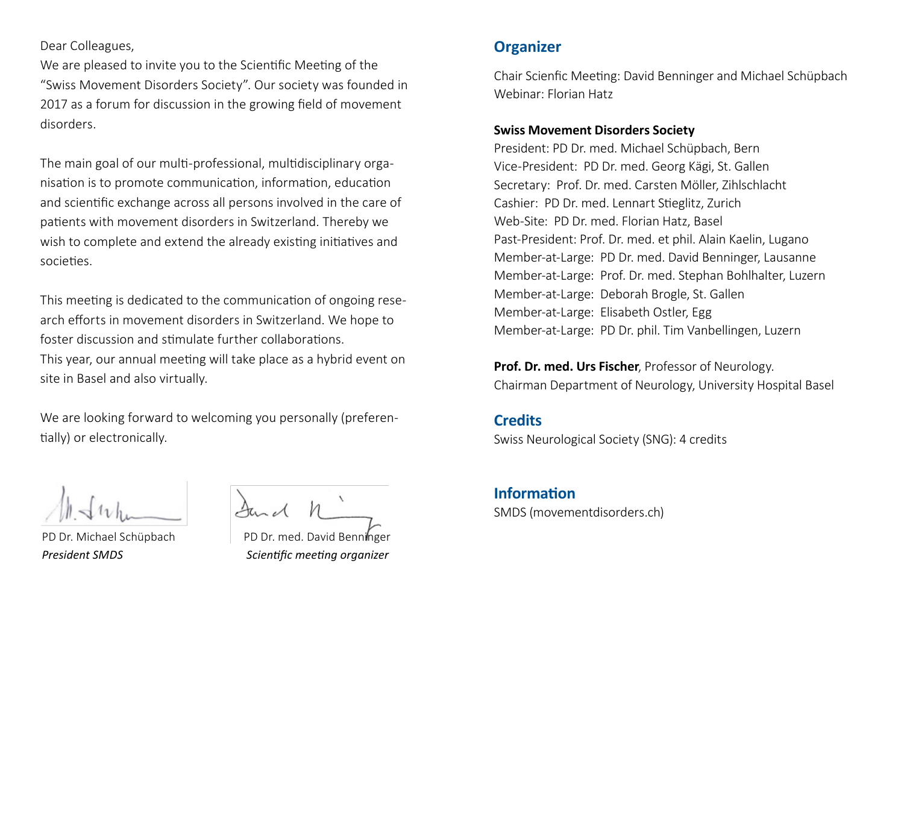Dear Colleagues,

We are pleased to invite you to the Scientific Meeting of the "Swiss Movement Disorders Society". Our society was founded in 2017 as a forum for discussion in the growing field of movement disorders.

The main goal of our multi-professional, multidisciplinary organisation is to promote communication, information, education and scientific exchange across all persons involved in the care of patients with movement disorders in Switzerland. Thereby we wish to complete and extend the already existing initiatives and societies.

This meeting is dedicated to the communication of ongoing research efforts in movement disorders in Switzerland. We hope to foster discussion and stimulate further collaborations.
This year, our annual meeting will take place as a hybrid event on site in Basel and also virtually.

We are looking forward to welcoming you personally (preferentially) or electronically.

PD Dr. Michael Schüpbach
*President SMDS*

PD Dr. med. David Benninger
*Scientific meeting organizer*

## Organizer

Chair Scienfic Meeting: David Benninger and Michael Schüpbach
Webinar: Florian Hatz

**Swiss Movement Disorders Society**

President: PD Dr. med. Michael Schüpbach, Bern
Vice-President: PD Dr. med. Georg Kägi, St. Gallen
Secretary: Prof. Dr. med. Carsten Möller, Zihlschlacht
Cashier: PD Dr. med. Lennart Stieglitz, Zurich
Web-Site: PD Dr. med. Florian Hatz, Basel
Past-President: Prof. Dr. med. et phil. Alain Kaelin, Lugano
Member-at-Large: PD Dr. med. David Benninger, Lausanne
Member-at-Large: Prof. Dr. med. Stephan Bohlhalter, Luzern
Member-at-Large: Deborah Brogle, St. Gallen
Member-at-Large: Elisabeth Ostler, Egg
Member-at-Large: PD Dr. phil. Tim Vanbellingen, Luzern

**Prof. Dr. med. Urs Fischer**, Professor of Neurology.
Chairman Department of Neurology, University Hospital Basel

## Credits

Swiss Neurological Society (SNG): 4 credits

## Information

SMDS (movementdisorders.ch)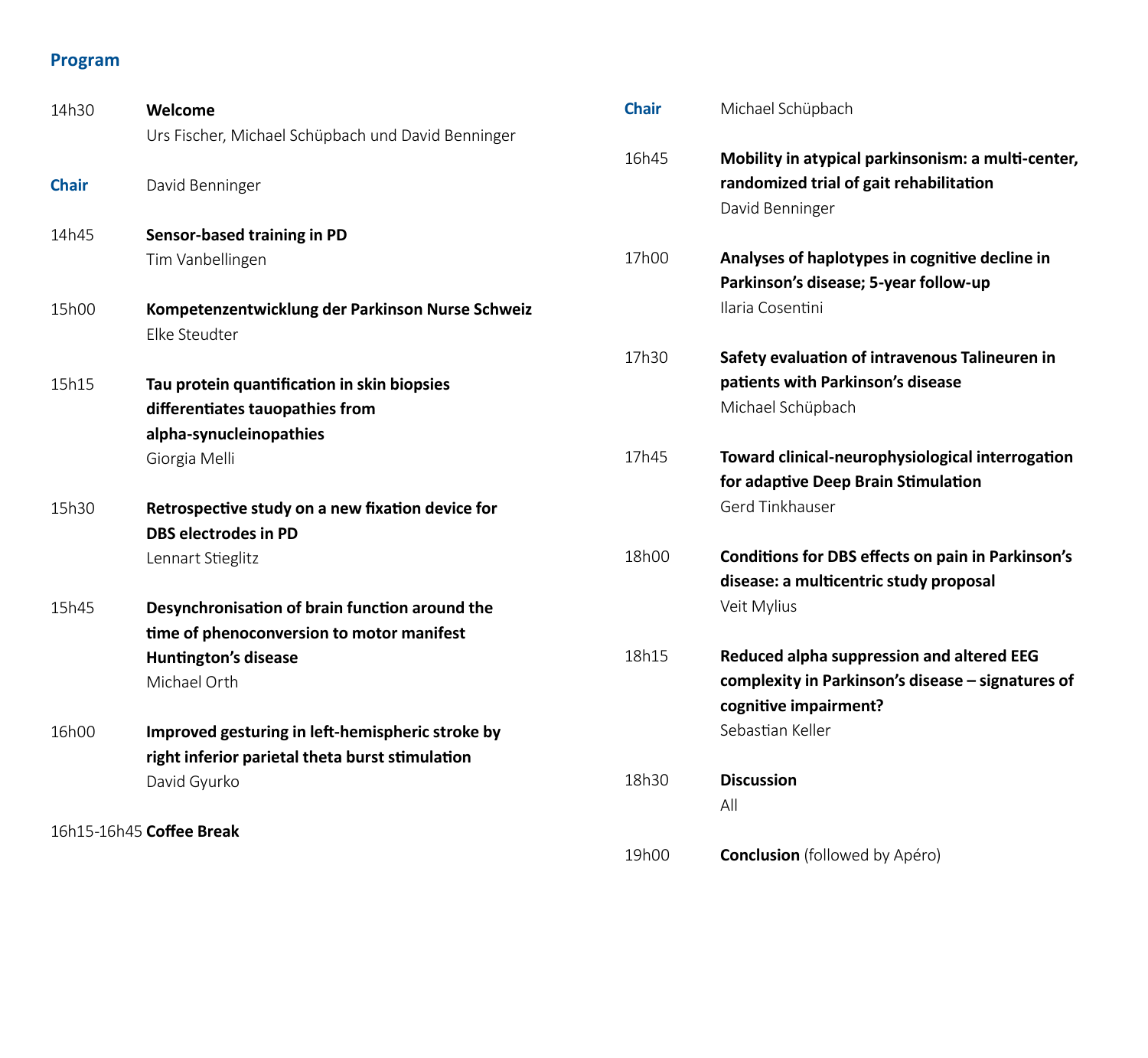## Program

14h30 **Welcome**
Urs Fischer, Michael Schüpbach und David Benninger

**Chair** David Benninger

14h45 **Sensor-based training in PD**
Tim Vanbellingen

15h00 **Kompetenzentwicklung der Parkinson Nurse Schweiz**
Elke Steudter

15h15 **Tau protein quantification in skin biopsies differentiates tauopathies from alpha-synucleinopathies**
Giorgia Melli

15h30 **Retrospective study on a new fixation device for DBS electrodes in PD**
Lennart Stieglitz

15h45 **Desynchronisation of brain function around the time of phenoconversion to motor manifest Huntington's disease**
Michael Orth

16h00 **Improved gesturing in left-hemispheric stroke by right inferior parietal theta burst stimulation**
David Gyurko

16h15-16h45 **Coffee Break**

**Chair** Michael Schüpbach

16h45 **Mobility in atypical parkinsonism: a multi-center, randomized trial of gait rehabilitation**
David Benninger

17h00 **Analyses of haplotypes in cognitive decline in Parkinson's disease; 5-year follow-up**
Ilaria Cosentini

17h30 **Safety evaluation of intravenous Talineuren in patients with Parkinson's disease**
Michael Schüpbach

17h45 **Toward clinical-neurophysiological interrogation for adaptive Deep Brain Stimulation**
Gerd Tinkhauser

18h00 **Conditions for DBS effects on pain in Parkinson's disease: a multicentric study proposal**
Veit Mylius

18h15 **Reduced alpha suppression and altered EEG complexity in Parkinson's disease – signatures of cognitive impairment?**
Sebastian Keller

18h30 **Discussion**
All

19h00 **Conclusion** (followed by Apéro)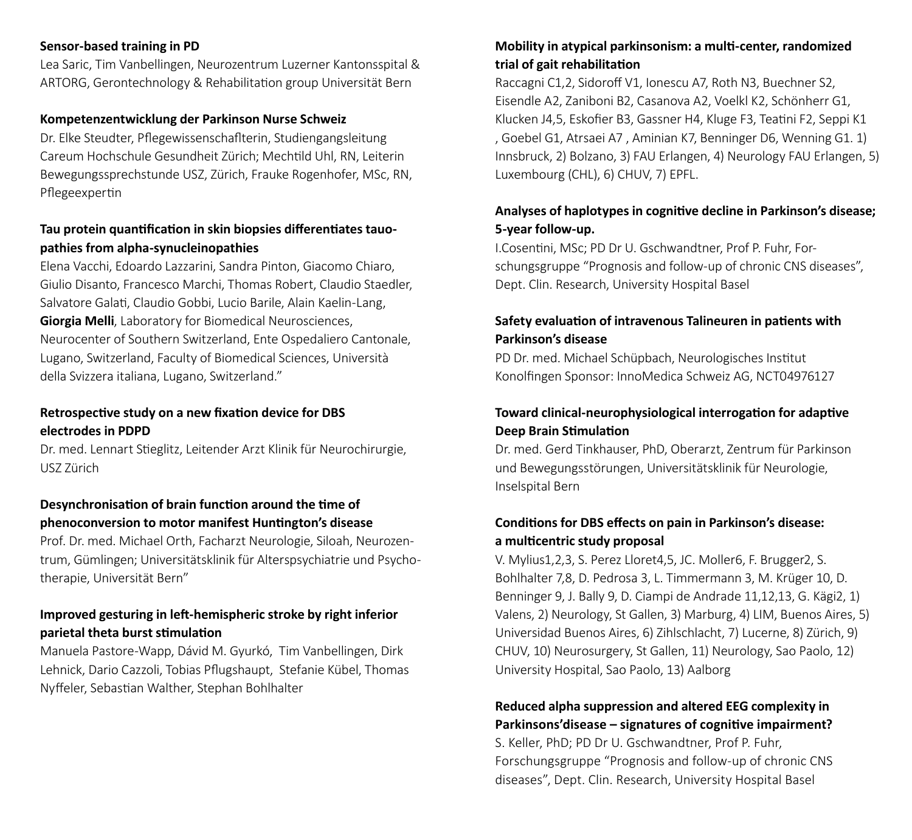**Sensor-based training in PD**
Lea Saric, Tim Vanbellingen, Neurozentrum Luzerner Kantonsspital & ARTORG, Gerontechnology & Rehabilitation group Universität Bern

**Kompetenzentwicklung der Parkinson Nurse Schweiz**
Dr. Elke Steudter, Pflegewissenschaflterin, Studiengangsleitung Careum Hochschule Gesundheit Zürich; Mechtild Uhl, RN, Leiterin Bewegungssprechstunde USZ, Zürich, Frauke Rogenhofer, MSc, RN, Pflegeexpertin

**Tau protein quantification in skin biopsies differentiates tauopathies from alpha-synucleinopathies**
Elena Vacchi, Edoardo Lazzarini, Sandra Pinton, Giacomo Chiaro, Giulio Disanto, Francesco Marchi, Thomas Robert, Claudio Staedler, Salvatore Galati, Claudio Gobbi, Lucio Barile, Alain Kaelin-Lang, **Giorgia Melli**, Laboratory for Biomedical Neurosciences, Neurocenter of Southern Switzerland, Ente Ospedaliero Cantonale, Lugano, Switzerland, Faculty of Biomedical Sciences, Università della Svizzera italiana, Lugano, Switzerland."

**Retrospective study on a new fixation device for DBS electrodes in PDPD**
Dr. med. Lennart Stieglitz, Leitender Arzt Klinik für Neurochirurgie, USZ Zürich

**Desynchronisation of brain function around the time of phenoconversion to motor manifest Huntington's disease**
Prof. Dr. med. Michael Orth, Facharzt Neurologie, Siloah, Neurozentrum, Gümlingen; Universitätsklinik für Alterspsychiatrie und Psychotherapie, Universität Bern"

**Improved gesturing in left-hemispheric stroke by right inferior parietal theta burst stimulation**
Manuela Pastore-Wapp, Dávid M. Gyurkó, Tim Vanbellingen, Dirk Lehnick, Dario Cazzoli, Tobias Pflugshaupt, Stefanie Kübel, Thomas Nyffeler, Sebastian Walther, Stephan Bohlhalter

**Mobility in atypical parkinsonism: a multi-center, randomized trial of gait rehabilitation**
Raccagni C1,2, Sidoroff V1, Ionescu A7, Roth N3, Buechner S2, Eisendle A2, Zaniboni B2, Casanova A2, Voelkl K2, Schönherr G1, Klucken J4,5, Eskofier B3, Gassner H4, Kluge F3, Teatini F2, Seppi K1 , Goebel G1, Atrsaei A7 , Aminian K7, Benninger D6, Wenning G1. 1) Innsbruck, 2) Bolzano, 3) FAU Erlangen, 4) Neurology FAU Erlangen, 5) Luxembourg (CHL), 6) CHUV, 7) EPFL.

**Analyses of haplotypes in cognitive decline in Parkinson's disease; 5-year follow-up.**
I.Cosentini, MSc; PD Dr U. Gschwandtner, Prof P. Fuhr, Forschungsgruppe "Prognosis and follow-up of chronic CNS diseases", Dept. Clin. Research, University Hospital Basel

**Safety evaluation of intravenous Talineuren in patients with Parkinson's disease**
PD Dr. med. Michael Schüpbach, Neurologisches Institut Konolfingen Sponsor: InnoMedica Schweiz AG, NCT04976127

**Toward clinical-neurophysiological interrogation for adaptive Deep Brain Stimulation**
Dr. med. Gerd Tinkhauser, PhD, Oberarzt, Zentrum für Parkinson und Bewegungsstörungen, Universitätsklinik für Neurologie, Inselspital Bern

**Conditions for DBS effects on pain in Parkinson's disease: a multicentric study proposal**
V. Mylius1,2,3, S. Perez Lloret4,5, JC. Moller6, F. Brugger2, S. Bohlhalter 7,8, D. Pedrosa 3, L. Timmermann 3, M. Krüger 10, D. Benninger 9, J. Bally 9, D. Ciampi de Andrade 11,12,13, G. Kägi2, 1) Valens, 2) Neurology, St Gallen, 3) Marburg, 4) LIM, Buenos Aires, 5) Universidad Buenos Aires, 6) Zihlschlacht, 7) Lucerne, 8) Zürich, 9) CHUV, 10) Neurosurgery, St Gallen, 11) Neurology, Sao Paolo, 12) University Hospital, Sao Paolo, 13) Aalborg

**Reduced alpha suppression and altered EEG complexity in Parkinsons'disease – signatures of cognitive impairment?**
S. Keller, PhD; PD Dr U. Gschwandtner, Prof P. Fuhr, Forschungsgruppe "Prognosis and follow-up of chronic CNS diseases", Dept. Clin. Research, University Hospital Basel